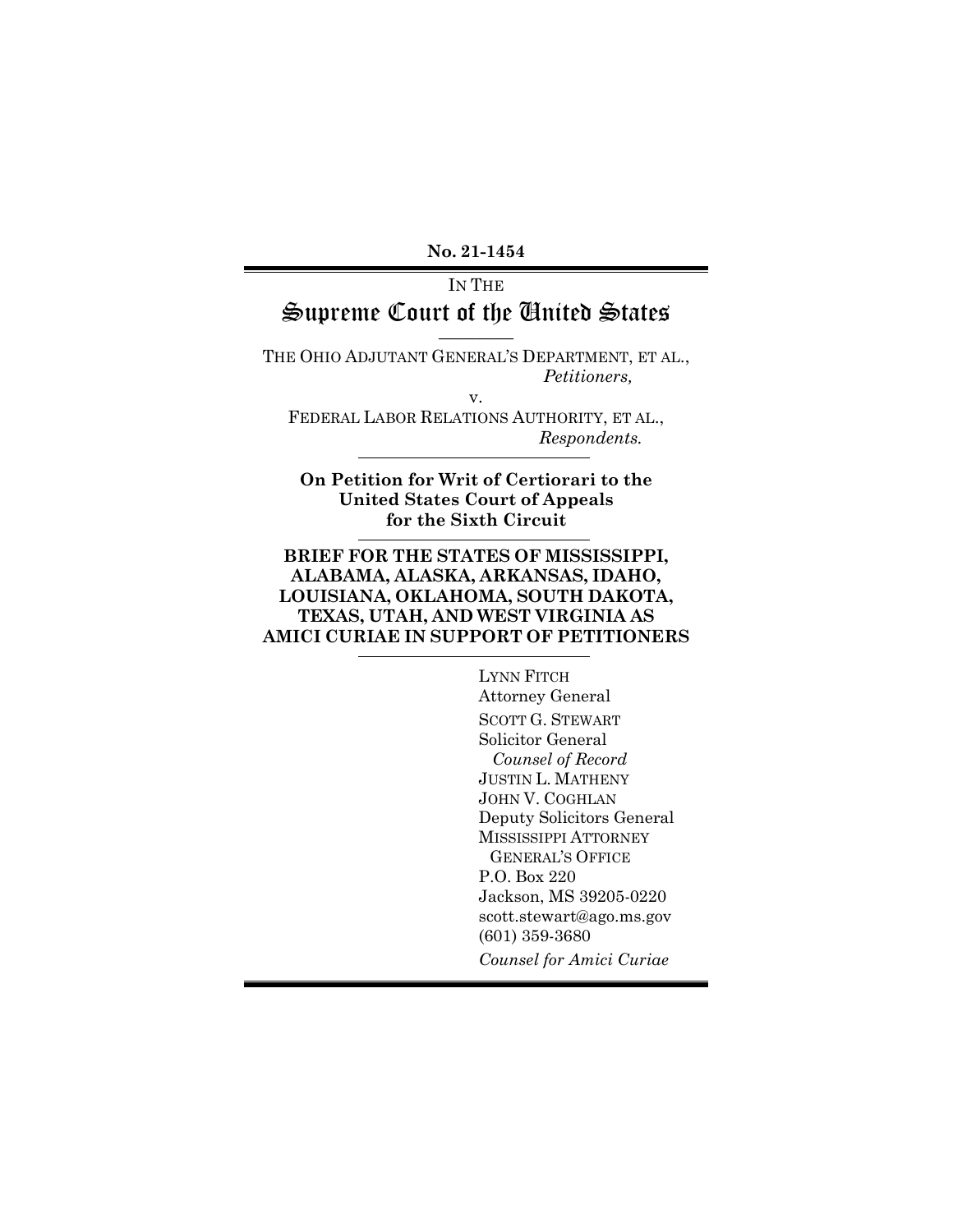**No. 21-1454**

IN THE

# Supreme Court of the United States

THE OHIO ADJUTANT GENERAL'S DEPARTMENT, ET AL.,
*Petitioners,*

v.

FEDERAL LABOR RELATIONS AUTHORITY, ET AL.,
*Respondents.*

**On Petition for Writ of Certiorari to the United States Court of Appeals for the Sixth Circuit**

**BRIEF FOR THE STATES OF MISSISSIPPI, ALABAMA, ALASKA, ARKANSAS, IDAHO, LOUISIANA, OKLAHOMA, SOUTH DAKOTA, TEXAS, UTAH, AND WEST VIRGINIA AS AMICI CURIAE IN SUPPORT OF PETITIONERS**

LYNN FITCH
Attorney General
SCOTT G. STEWART
Solicitor General
*Counsel of Record*
JUSTIN L. MATHENY
JOHN V. COGHLAN
Deputy Solicitors General
MISSISSIPPI ATTORNEY GENERAL'S OFFICE
P.O. Box 220
Jackson, MS 39205-0220
scott.stewart@ago.ms.gov
(601) 359-3680
*Counsel for Amici Curiae*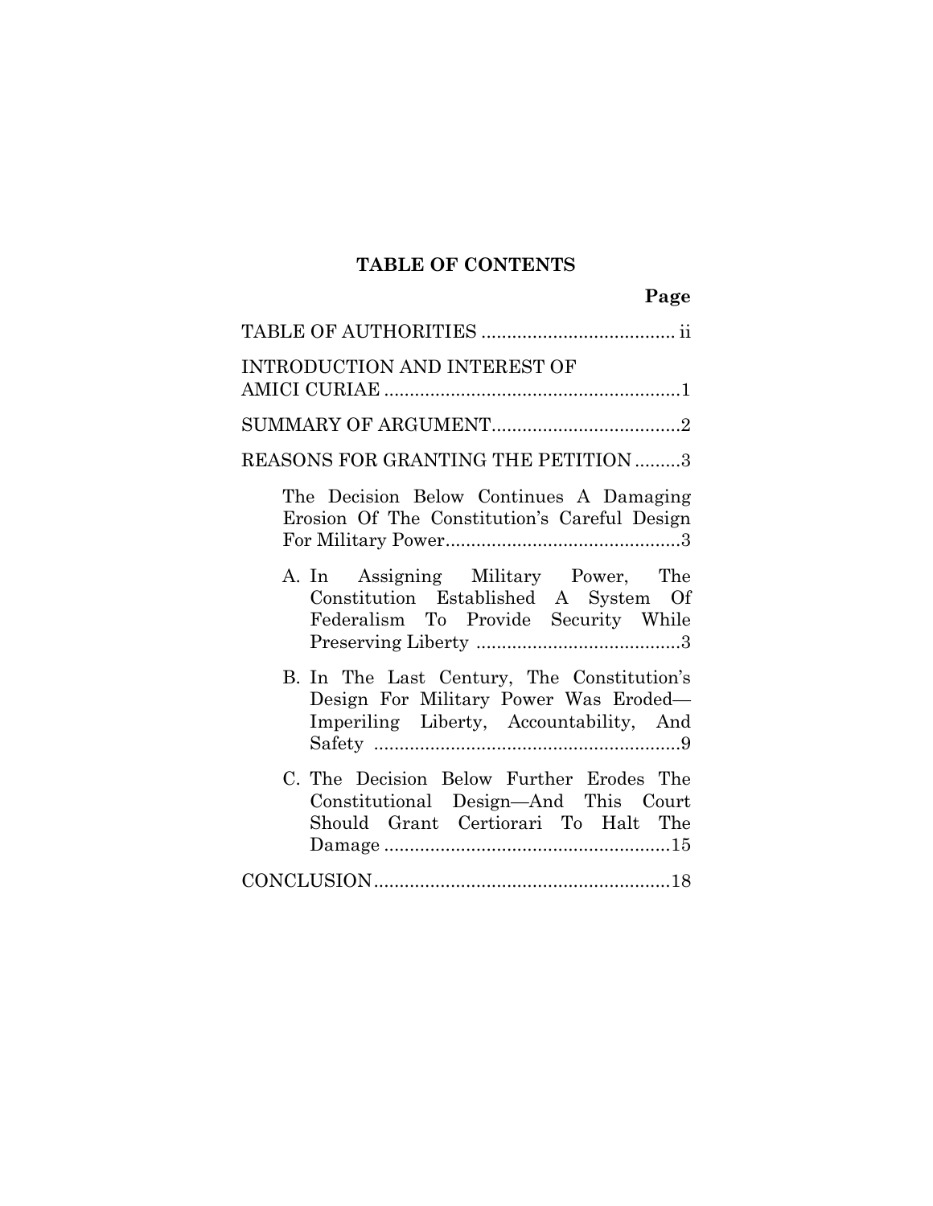## TABLE OF CONTENTS

| | Page |
|---|---|
| TABLE OF AUTHORITIES | ii |
| INTRODUCTION AND INTEREST OF AMICI CURIAE | 1 |
| SUMMARY OF ARGUMENT | 2 |
| REASONS FOR GRANTING THE PETITION | 3 |
| The Decision Below Continues A Damaging Erosion Of The Constitution's Careful Design For Military Power | 3 |
| A. In Assigning Military Power, The Constitution Established A System Of Federalism To Provide Security While Preserving Liberty | 3 |
| B. In The Last Century, The Constitution's Design For Military Power Was Eroded—Imperiling Liberty, Accountability, And Safety | 9 |
| C. The Decision Below Further Erodes The Constitutional Design—And This Court Should Grant Certiorari To Halt The Damage | 15 |
| CONCLUSION | 18 |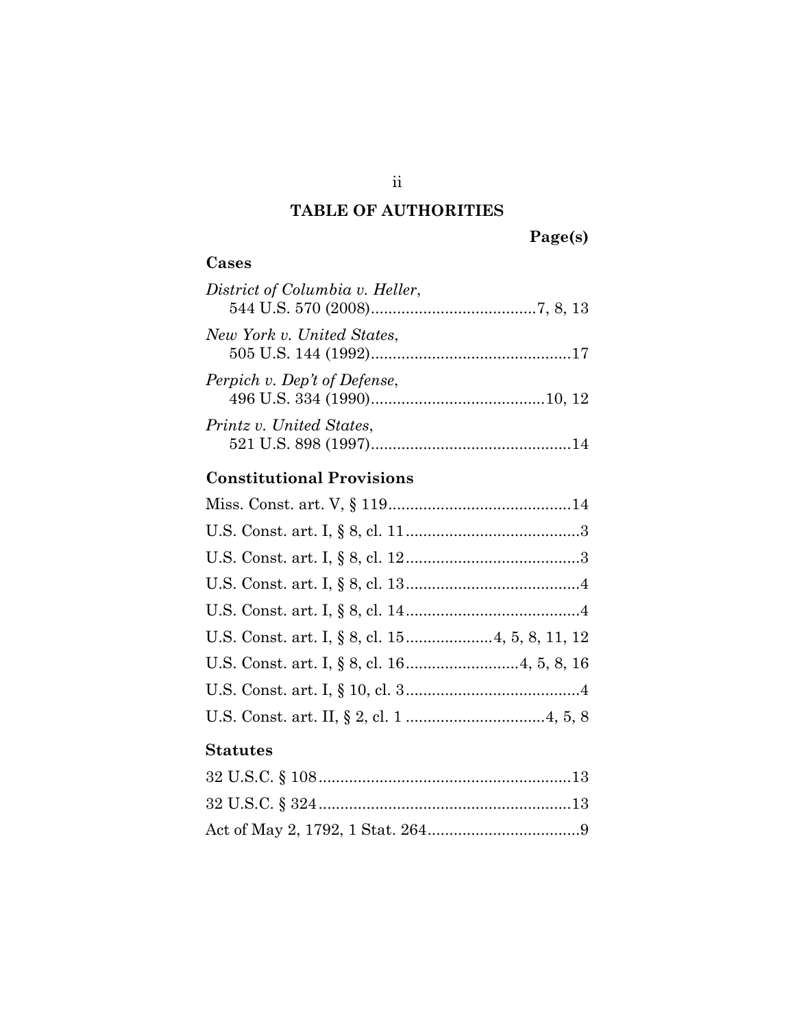# TABLE OF AUTHORITIES

**Page(s)**

## Cases

*District of Columbia v. Heller*,
544 U.S. 570 (2008) ... 7, 8, 13

*New York v. United States*,
505 U.S. 144 (1992) ... 17

*Perpich v. Dep't of Defense*,
496 U.S. 334 (1990) ... 10, 12

*Printz v. United States*,
521 U.S. 898 (1997) ... 14

## Constitutional Provisions

Miss. Const. art. V, § 119 ... 14

U.S. Const. art. I, § 8, cl. 11 ... 3

U.S. Const. art. I, § 8, cl. 12 ... 3

U.S. Const. art. I, § 8, cl. 13 ... 4

U.S. Const. art. I, § 8, cl. 14 ... 4

U.S. Const. art. I, § 8, cl. 15 ... 4, 5, 8, 11, 12

U.S. Const. art. I, § 8, cl. 16 ... 4, 5, 8, 16

U.S. Const. art. I, § 10, cl. 3 ... 4

U.S. Const. art. II, § 2, cl. 1 ... 4, 5, 8

## Statutes

32 U.S.C. § 108 ... 13

32 U.S.C. § 324 ... 13

Act of May 2, 1792, 1 Stat. 264 ... 9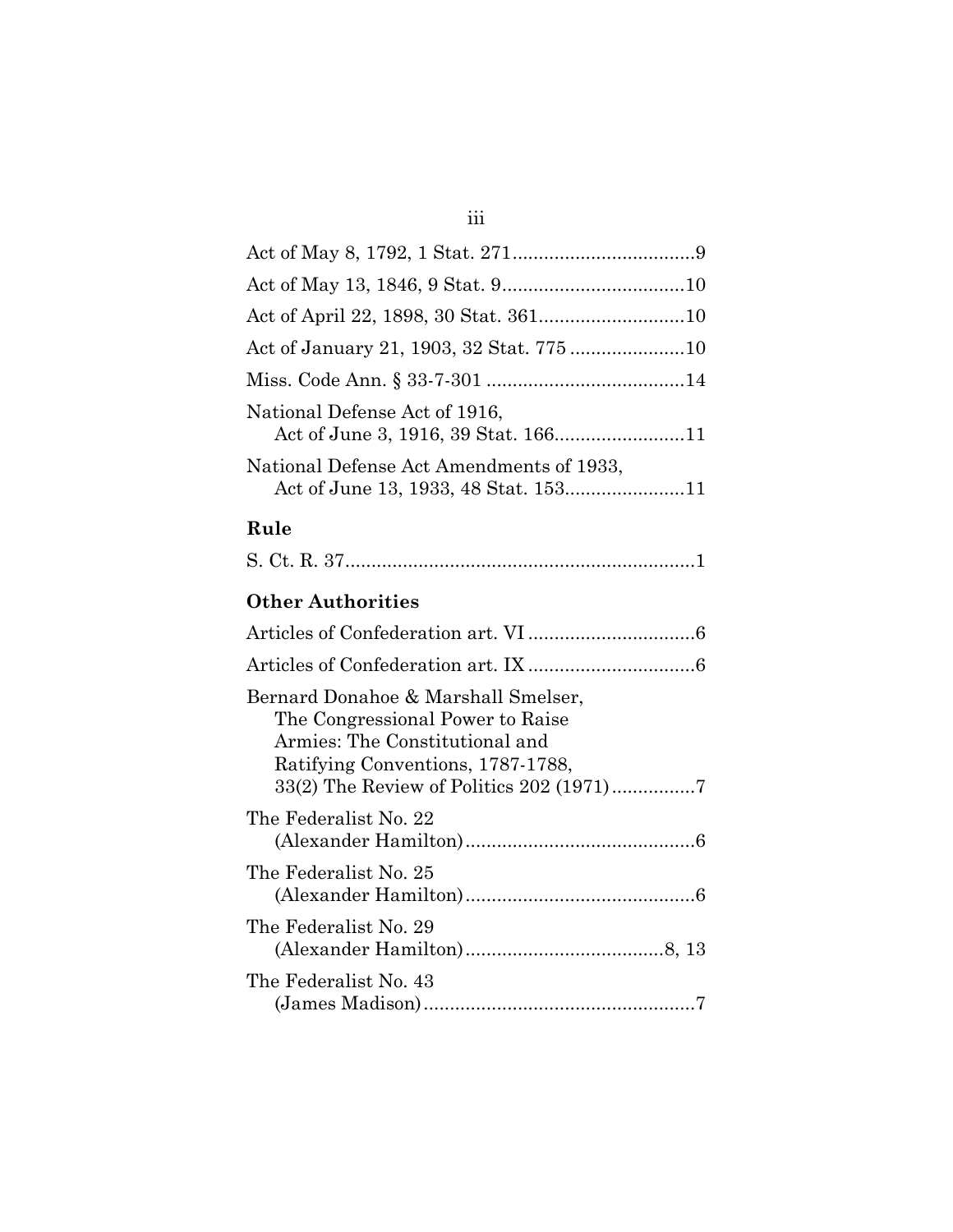Act of May 8, 1792, 1 Stat. 271....................................9

Act of May 13, 1846, 9 Stat. 9....................................10

Act of April 22, 1898, 30 Stat. 361............................10

Act of January 21, 1903, 32 Stat. 775 ......................10

Miss. Code Ann. § 33-7-301 .......................................14

National Defense Act of 1916,
  Act of June 3, 1916, 39 Stat. 166.........................11

National Defense Act Amendments of 1933,
  Act of June 13, 1933, 48 Stat. 153.......................11

## Rule

S. Ct. R. 37...................................................................1

## Other Authorities

Articles of Confederation art. VI ................................6

Articles of Confederation art. IX ................................6

Bernard Donahoe & Marshall Smelser,
  The Congressional Power to Raise
  Armies: The Constitutional and
  Ratifying Conventions, 1787-1788,
  33(2) The Review of Politics 202 (1971)................7

The Federalist No. 22
  (Alexander Hamilton)............................................6

The Federalist No. 25
  (Alexander Hamilton)............................................6

The Federalist No. 29
  (Alexander Hamilton)......................................8, 13

The Federalist No. 43
  (James Madison)....................................................7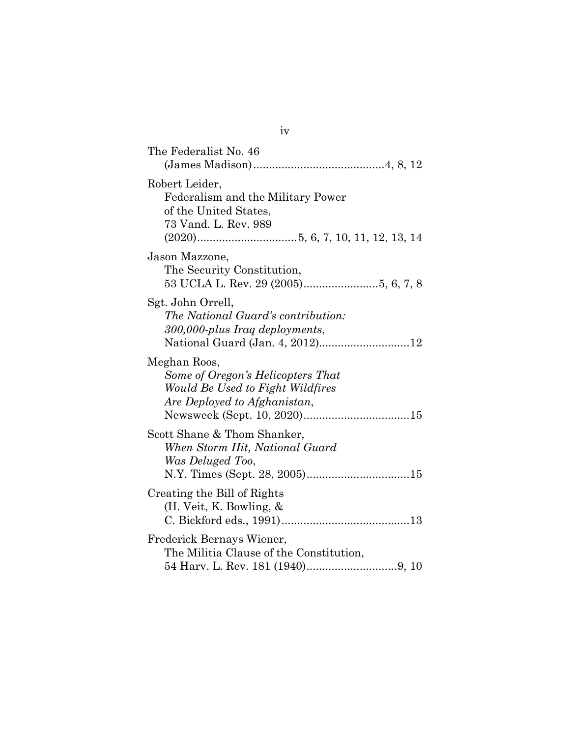The Federalist No. 46
(James Madison)..........................................4, 8, 12

Robert Leider,
Federalism and the Military Power of the United States,
73 Vand. L. Rev. 989 (2020)................................5, 6, 7, 10, 11, 12, 13, 14

Jason Mazzone,
The Security Constitution,
53 UCLA L. Rev. 29 (2005)........................5, 6, 7, 8

Sgt. John Orrell,
*The National Guard's contribution: 300,000-plus Iraq deployments*,
National Guard (Jan. 4, 2012).............................12

Meghan Roos,
*Some of Oregon's Helicopters That Would Be Used to Fight Wildfires Are Deployed to Afghanistan*,
Newsweek (Sept. 10, 2020)..................................15

Scott Shane & Thom Shanker,
*When Storm Hit, National Guard Was Deluged Too*,
N.Y. Times (Sept. 28, 2005).................................15

Creating the Bill of Rights
(H. Veit, K. Bowling, & C. Bickford eds., 1991).........................................13

Frederick Bernays Wiener,
The Militia Clause of the Constitution,
54 Harv. L. Rev. 181 (1940).............................9, 10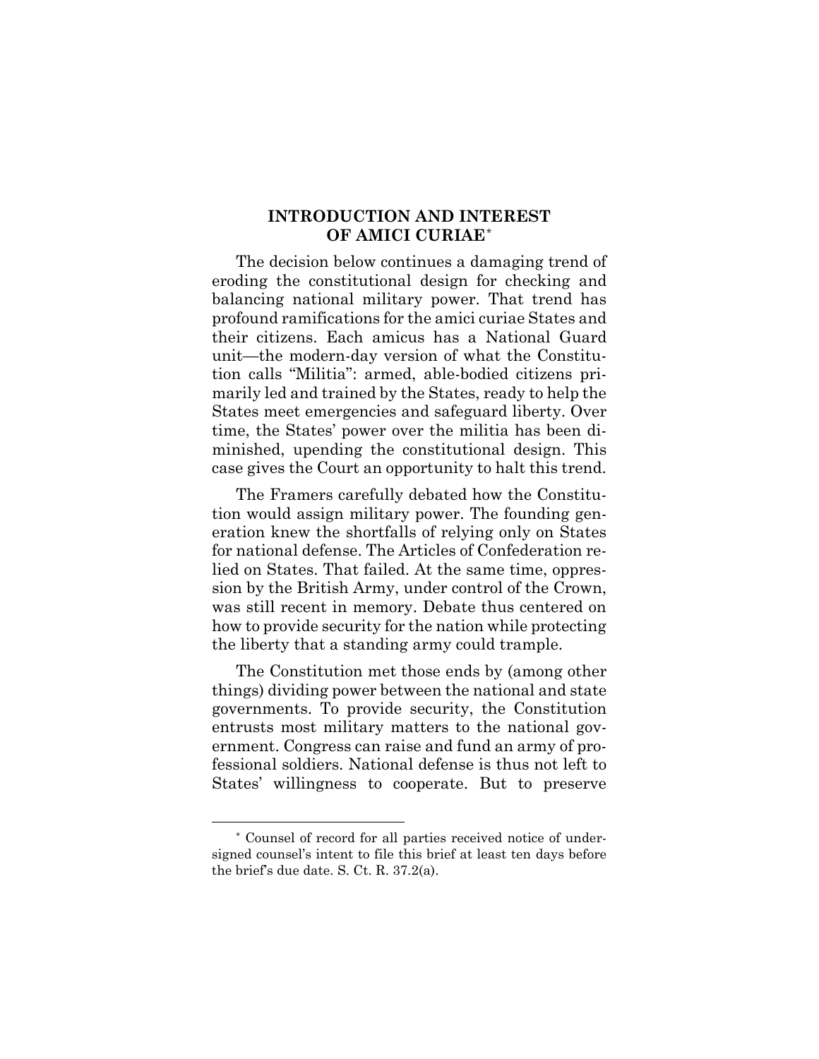## INTRODUCTION AND INTEREST OF AMICI CURIAE*

The decision below continues a damaging trend of eroding the constitutional design for checking and balancing national military power. That trend has profound ramifications for the amici curiae States and their citizens. Each amicus has a National Guard unit—the modern-day version of what the Constitution calls "Militia": armed, able-bodied citizens primarily led and trained by the States, ready to help the States meet emergencies and safeguard liberty. Over time, the States' power over the militia has been diminished, upending the constitutional design. This case gives the Court an opportunity to halt this trend.

The Framers carefully debated how the Constitution would assign military power. The founding generation knew the shortfalls of relying only on States for national defense. The Articles of Confederation relied on States. That failed. At the same time, oppression by the British Army, under control of the Crown, was still recent in memory. Debate thus centered on how to provide security for the nation while protecting the liberty that a standing army could trample.

The Constitution met those ends by (among other things) dividing power between the national and state governments. To provide security, the Constitution entrusts most military matters to the national government. Congress can raise and fund an army of professional soldiers. National defense is thus not left to States' willingness to cooperate. But to preserve

---

* Counsel of record for all parties received notice of undersigned counsel's intent to file this brief at least ten days before the brief's due date. S. Ct. R. 37.2(a).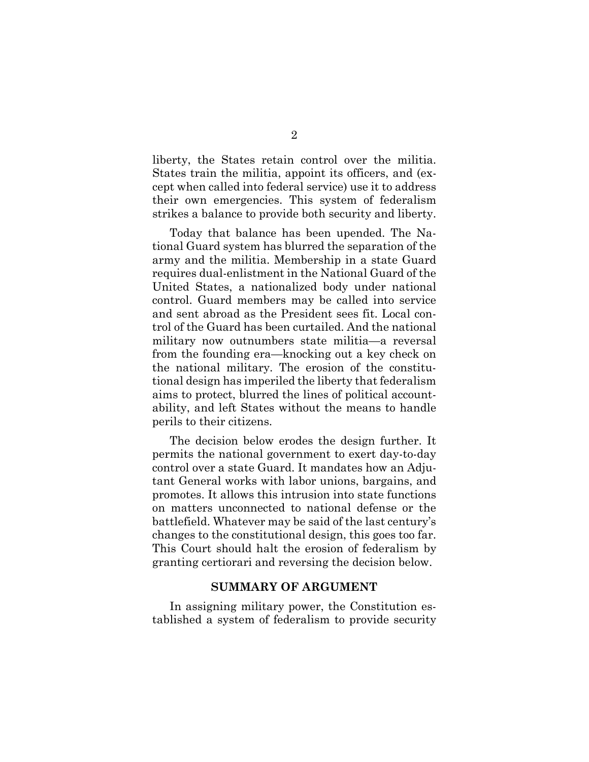liberty, the States retain control over the militia. States train the militia, appoint its officers, and (except when called into federal service) use it to address their own emergencies. This system of federalism strikes a balance to provide both security and liberty.

Today that balance has been upended. The National Guard system has blurred the separation of the army and the militia. Membership in a state Guard requires dual-enlistment in the National Guard of the United States, a nationalized body under national control. Guard members may be called into service and sent abroad as the President sees fit. Local control of the Guard has been curtailed. And the national military now outnumbers state militia—a reversal from the founding era—knocking out a key check on the national military. The erosion of the constitutional design has imperiled the liberty that federalism aims to protect, blurred the lines of political accountability, and left States without the means to handle perils to their citizens.

The decision below erodes the design further. It permits the national government to exert day-to-day control over a state Guard. It mandates how an Adjutant General works with labor unions, bargains, and promotes. It allows this intrusion into state functions on matters unconnected to national defense or the battlefield. Whatever may be said of the last century's changes to the constitutional design, this goes too far. This Court should halt the erosion of federalism by granting certiorari and reversing the decision below.

## SUMMARY OF ARGUMENT

In assigning military power, the Constitution established a system of federalism to provide security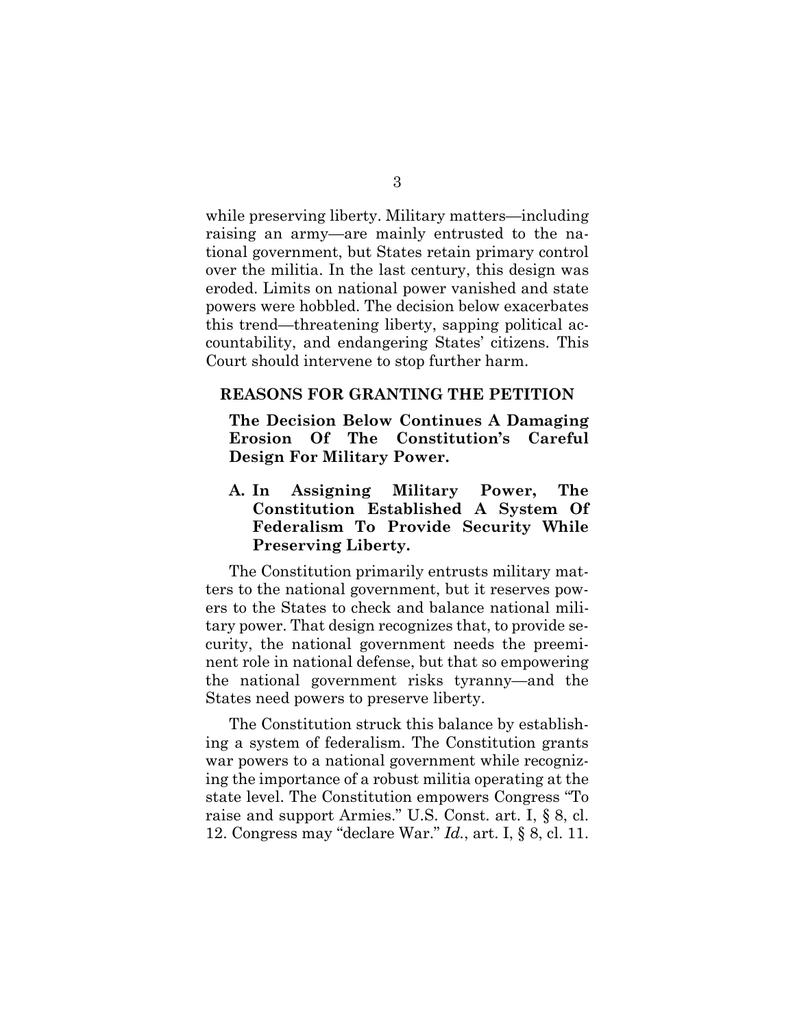while preserving liberty. Military matters—including raising an army—are mainly entrusted to the national government, but States retain primary control over the militia. In the last century, this design was eroded. Limits on national power vanished and state powers were hobbled. The decision below exacerbates this trend—threatening liberty, sapping political accountability, and endangering States' citizens. This Court should intervene to stop further harm.

## REASONS FOR GRANTING THE PETITION

### The Decision Below Continues A Damaging Erosion Of The Constitution's Careful Design For Military Power.

#### A. In Assigning Military Power, The Constitution Established A System Of Federalism To Provide Security While Preserving Liberty.

The Constitution primarily entrusts military matters to the national government, but it reserves powers to the States to check and balance national military power. That design recognizes that, to provide security, the national government needs the preeminent role in national defense, but that so empowering the national government risks tyranny—and the States need powers to preserve liberty.

The Constitution struck this balance by establishing a system of federalism. The Constitution grants war powers to a national government while recognizing the importance of a robust militia operating at the state level. The Constitution empowers Congress "To raise and support Armies." U.S. Const. art. I, § 8, cl. 12. Congress may "declare War." *Id.*, art. I, § 8, cl. 11.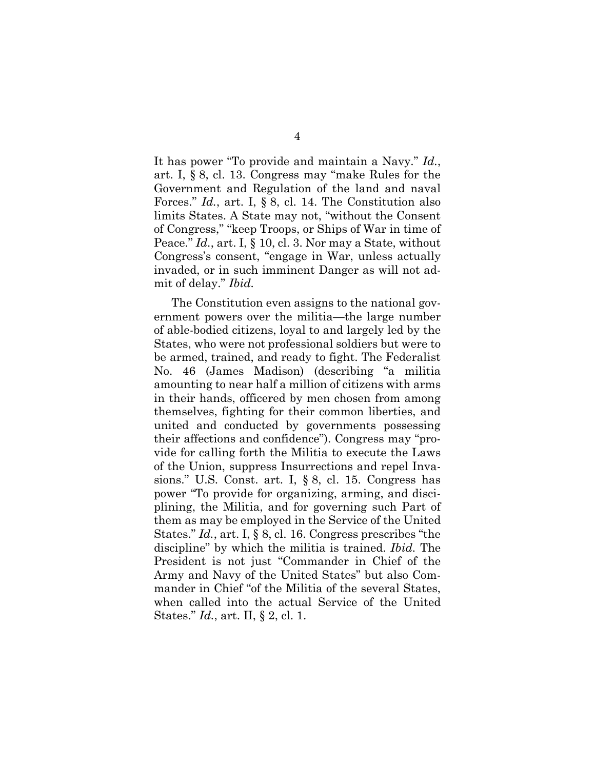It has power "To provide and maintain a Navy." *Id.*, art. I, § 8, cl. 13. Congress may "make Rules for the Government and Regulation of the land and naval Forces." *Id.*, art. I, § 8, cl. 14. The Constitution also limits States. A State may not, "without the Consent of Congress," "keep Troops, or Ships of War in time of Peace." *Id.*, art. I, § 10, cl. 3. Nor may a State, without Congress's consent, "engage in War, unless actually invaded, or in such imminent Danger as will not admit of delay." *Ibid.*

The Constitution even assigns to the national government powers over the militia—the large number of able-bodied citizens, loyal to and largely led by the States, who were not professional soldiers but were to be armed, trained, and ready to fight. The Federalist No. 46 (James Madison) (describing "a militia amounting to near half a million of citizens with arms in their hands, officered by men chosen from among themselves, fighting for their common liberties, and united and conducted by governments possessing their affections and confidence"). Congress may "provide for calling forth the Militia to execute the Laws of the Union, suppress Insurrections and repel Invasions." U.S. Const. art. I, § 8, cl. 15. Congress has power "To provide for organizing, arming, and disciplining, the Militia, and for governing such Part of them as may be employed in the Service of the United States." *Id.*, art. I, § 8, cl. 16. Congress prescribes "the discipline" by which the militia is trained. *Ibid.* The President is not just "Commander in Chief of the Army and Navy of the United States" but also Commander in Chief "of the Militia of the several States, when called into the actual Service of the United States." *Id.*, art. II, § 2, cl. 1.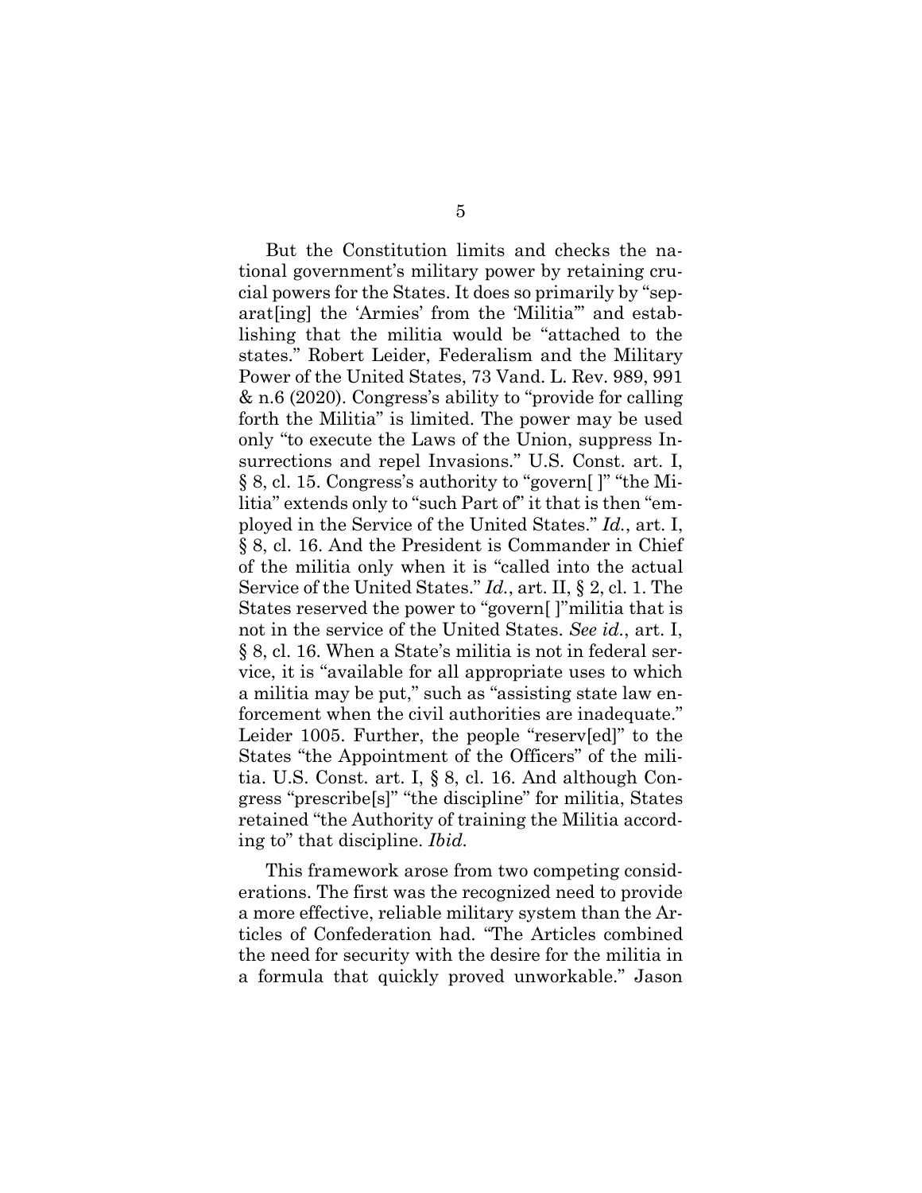But the Constitution limits and checks the national government's military power by retaining crucial powers for the States. It does so primarily by "separat[ing] the 'Armies' from the 'Militia'" and establishing that the militia would be "attached to the states." Robert Leider, Federalism and the Military Power of the United States, 73 Vand. L. Rev. 989, 991 & n.6 (2020). Congress's ability to "provide for calling forth the Militia" is limited. The power may be used only "to execute the Laws of the Union, suppress Insurrections and repel Invasions." U.S. Const. art. I, § 8, cl. 15. Congress's authority to "govern[ ]" "the Militia" extends only to "such Part of" it that is then "employed in the Service of the United States." *Id.*, art. I, § 8, cl. 16. And the President is Commander in Chief of the militia only when it is "called into the actual Service of the United States." *Id.*, art. II, § 2, cl. 1. The States reserved the power to "govern[ ]"militia that is not in the service of the United States. *See id.*, art. I, § 8, cl. 16. When a State's militia is not in federal service, it is "available for all appropriate uses to which a militia may be put," such as "assisting state law enforcement when the civil authorities are inadequate." Leider 1005. Further, the people "reserv[ed]" to the States "the Appointment of the Officers" of the militia. U.S. Const. art. I, § 8, cl. 16. And although Congress "prescribe[s]" "the discipline" for militia, States retained "the Authority of training the Militia according to" that discipline. *Ibid.*

This framework arose from two competing considerations. The first was the recognized need to provide a more effective, reliable military system than the Articles of Confederation had. "The Articles combined the need for security with the desire for the militia in a formula that quickly proved unworkable." Jason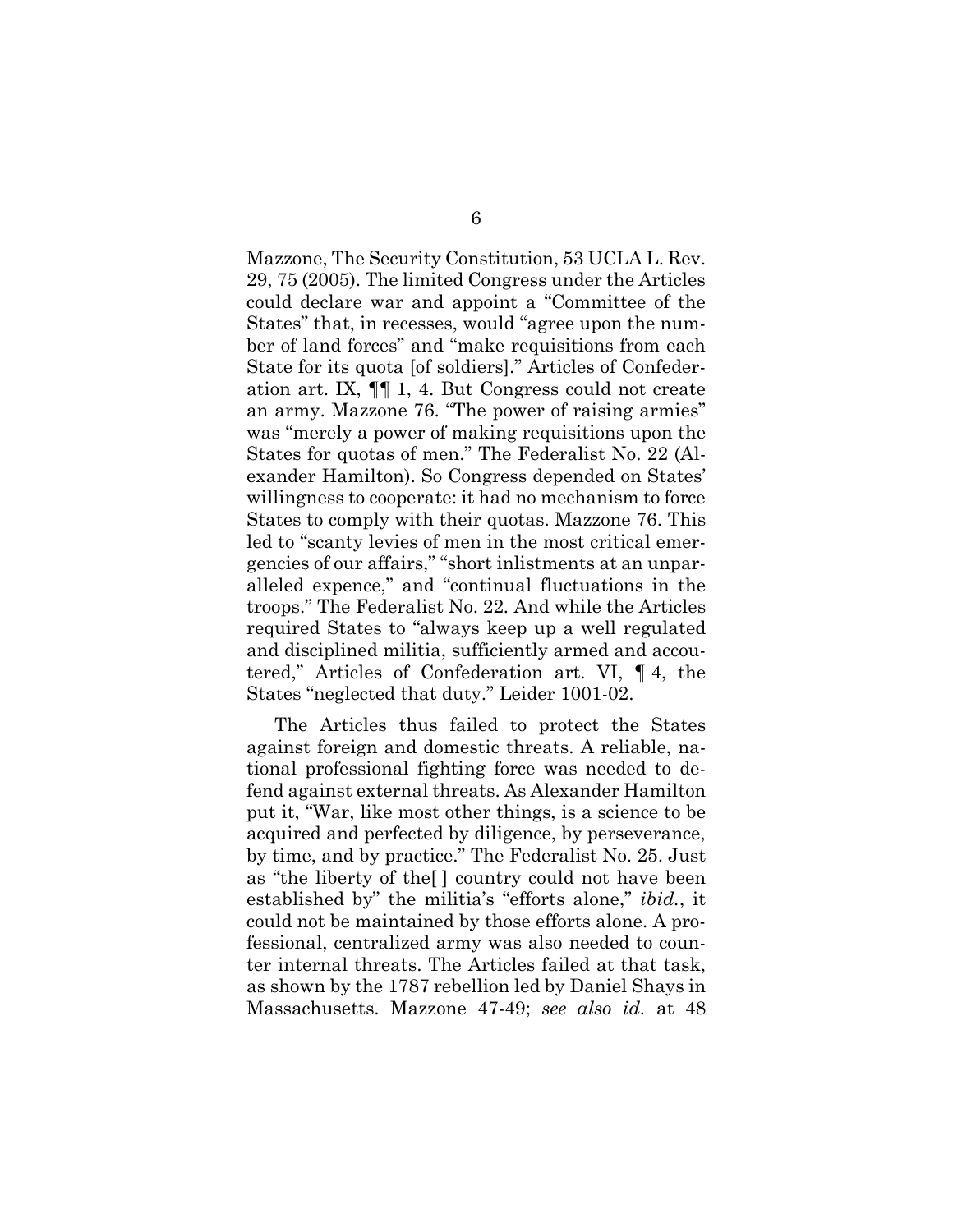Mazzone, The Security Constitution, 53 UCLA L. Rev. 29, 75 (2005). The limited Congress under the Articles could declare war and appoint a "Committee of the States" that, in recesses, would "agree upon the number of land forces" and "make requisitions from each State for its quota [of soldiers]." Articles of Confederation art. IX, ¶¶ 1, 4. But Congress could not create an army. Mazzone 76. "The power of raising armies" was "merely a power of making requisitions upon the States for quotas of men." The Federalist No. 22 (Alexander Hamilton). So Congress depended on States' willingness to cooperate: it had no mechanism to force States to comply with their quotas. Mazzone 76. This led to "scanty levies of men in the most critical emergencies of our affairs," "short inlistments at an unparalleled expence," and "continual fluctuations in the troops." The Federalist No. 22. And while the Articles required States to "always keep up a well regulated and disciplined militia, sufficiently armed and accoutered," Articles of Confederation art. VI, ¶ 4, the States "neglected that duty." Leider 1001-02.

The Articles thus failed to protect the States against foreign and domestic threats. A reliable, national professional fighting force was needed to defend against external threats. As Alexander Hamilton put it, "War, like most other things, is a science to be acquired and perfected by diligence, by perseverance, by time, and by practice." The Federalist No. 25. Just as "the liberty of the[ ] country could not have been established by" the militia's "efforts alone," *ibid.*, it could not be maintained by those efforts alone. A professional, centralized army was also needed to counter internal threats. The Articles failed at that task, as shown by the 1787 rebellion led by Daniel Shays in Massachusetts. Mazzone 47-49; *see also id.* at 48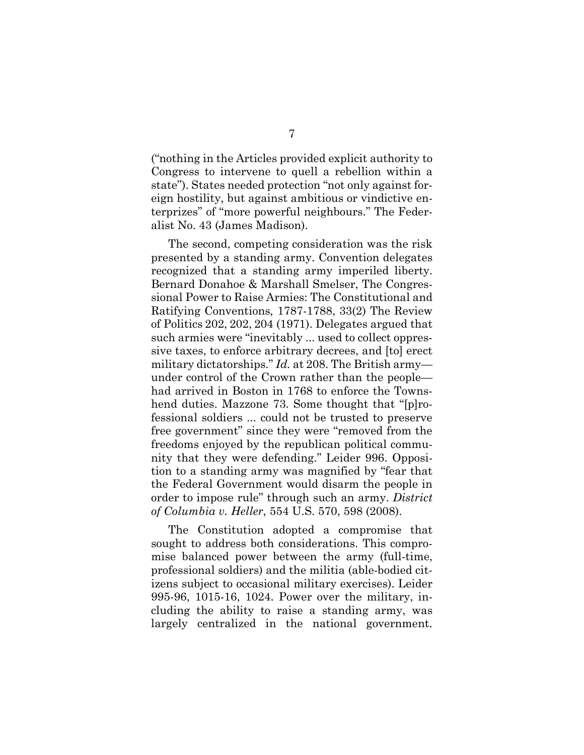("nothing in the Articles provided explicit authority to Congress to intervene to quell a rebellion within a state"). States needed protection "not only against foreign hostility, but against ambitious or vindictive enterprizes" of "more powerful neighbours." The Federalist No. 43 (James Madison).

The second, competing consideration was the risk presented by a standing army. Convention delegates recognized that a standing army imperiled liberty. Bernard Donahoe & Marshall Smelser, The Congressional Power to Raise Armies: The Constitutional and Ratifying Conventions*,* 1787-1788, 33(2) The Review of Politics 202, 202, 204 (1971). Delegates argued that such armies were "inevitably ... used to collect oppressive taxes, to enforce arbitrary decrees, and [to] erect military dictatorships." *Id.* at 208. The British army—under control of the Crown rather than the people—had arrived in Boston in 1768 to enforce the Townshend duties. Mazzone 73. Some thought that "[p]rofessional soldiers ... could not be trusted to preserve free government" since they were "removed from the freedoms enjoyed by the republican political community that they were defending." Leider 996. Opposition to a standing army was magnified by "fear that the Federal Government would disarm the people in order to impose rule" through such an army. *District of Columbia v. Heller*, 554 U.S. 570, 598 (2008).

The Constitution adopted a compromise that sought to address both considerations. This compromise balanced power between the army (full-time, professional soldiers) and the militia (able-bodied citizens subject to occasional military exercises). Leider 995-96, 1015-16, 1024. Power over the military, including the ability to raise a standing army, was largely centralized in the national government.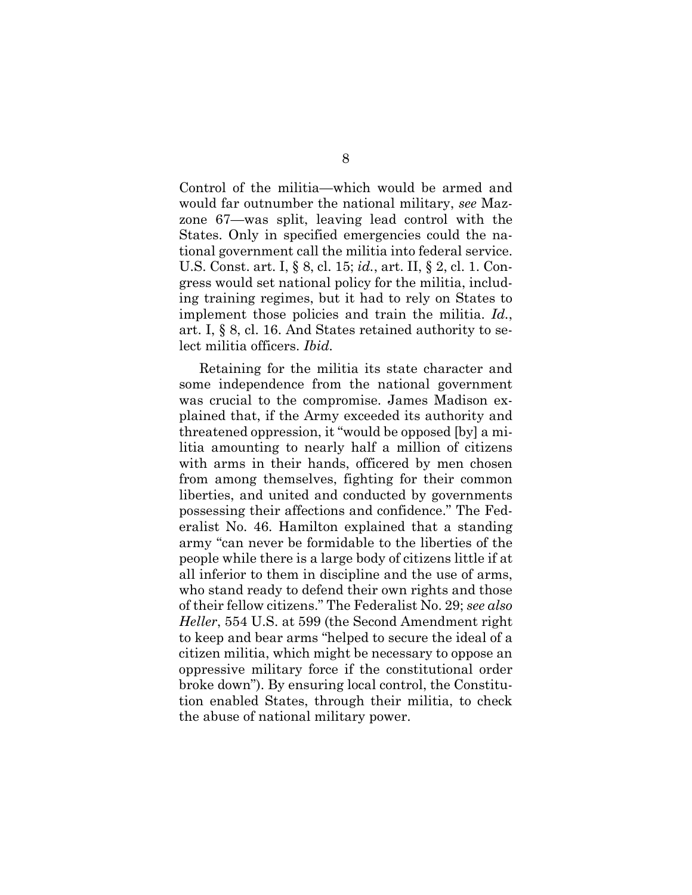Control of the militia—which would be armed and would far outnumber the national military, *see* Mazzone 67—was split, leaving lead control with the States. Only in specified emergencies could the national government call the militia into federal service. U.S. Const. art. I, § 8, cl. 15; *id.*, art. II, § 2, cl. 1. Congress would set national policy for the militia, including training regimes, but it had to rely on States to implement those policies and train the militia. *Id.*, art. I, § 8, cl. 16. And States retained authority to select militia officers. *Ibid.*

Retaining for the militia its state character and some independence from the national government was crucial to the compromise. James Madison explained that, if the Army exceeded its authority and threatened oppression, it "would be opposed [by] a militia amounting to nearly half a million of citizens with arms in their hands, officered by men chosen from among themselves, fighting for their common liberties, and united and conducted by governments possessing their affections and confidence." The Federalist No. 46. Hamilton explained that a standing army "can never be formidable to the liberties of the people while there is a large body of citizens little if at all inferior to them in discipline and the use of arms, who stand ready to defend their own rights and those of their fellow citizens." The Federalist No. 29; *see also Heller*, 554 U.S. at 599 (the Second Amendment right to keep and bear arms "helped to secure the ideal of a citizen militia, which might be necessary to oppose an oppressive military force if the constitutional order broke down"). By ensuring local control, the Constitution enabled States, through their militia, to check the abuse of national military power.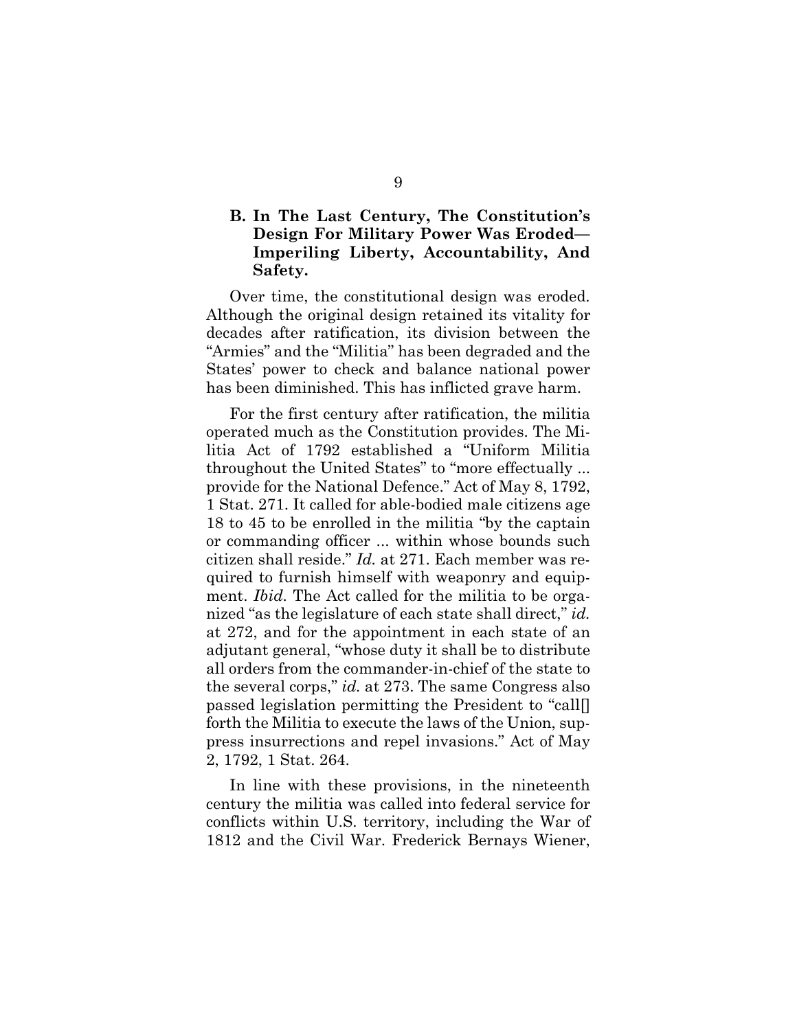### B. In The Last Century, The Constitution's Design For Military Power Was Eroded—Imperiling Liberty, Accountability, And Safety.

Over time, the constitutional design was eroded. Although the original design retained its vitality for decades after ratification, its division between the "Armies" and the "Militia" has been degraded and the States' power to check and balance national power has been diminished. This has inflicted grave harm.

For the first century after ratification, the militia operated much as the Constitution provides. The Militia Act of 1792 established a "Uniform Militia throughout the United States" to "more effectually ... provide for the National Defence." Act of May 8, 1792, 1 Stat. 271. It called for able-bodied male citizens age 18 to 45 to be enrolled in the militia "by the captain or commanding officer ... within whose bounds such citizen shall reside." *Id.* at 271. Each member was required to furnish himself with weaponry and equipment. *Ibid.* The Act called for the militia to be organized "as the legislature of each state shall direct," *id.* at 272, and for the appointment in each state of an adjutant general, "whose duty it shall be to distribute all orders from the commander-in-chief of the state to the several corps," *id.* at 273. The same Congress also passed legislation permitting the President to "call[] forth the Militia to execute the laws of the Union, suppress insurrections and repel invasions." Act of May 2, 1792, 1 Stat. 264.

In line with these provisions, in the nineteenth century the militia was called into federal service for conflicts within U.S. territory, including the War of 1812 and the Civil War. Frederick Bernays Wiener,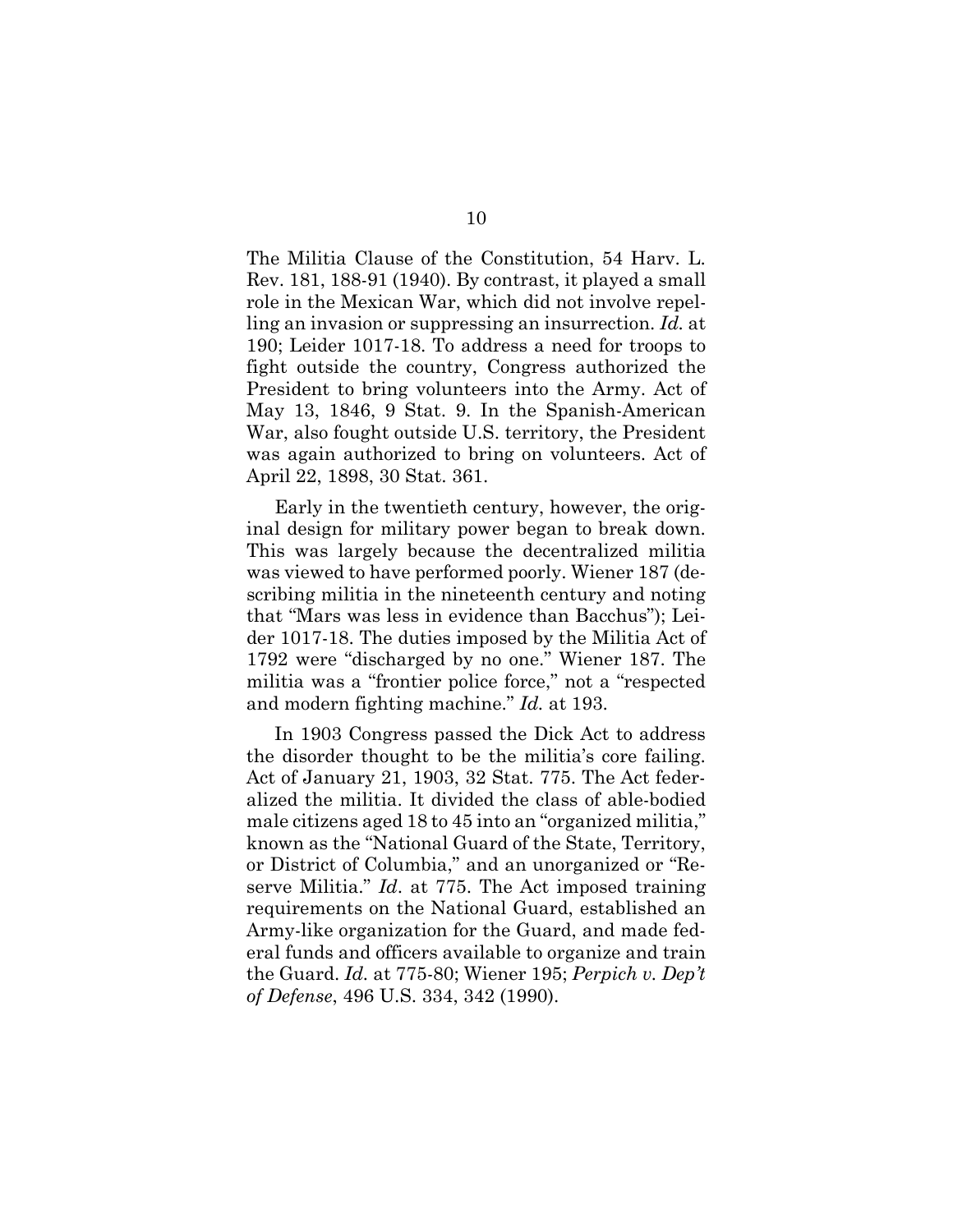The Militia Clause of the Constitution, 54 Harv. L. Rev. 181, 188-91 (1940). By contrast, it played a small role in the Mexican War, which did not involve repelling an invasion or suppressing an insurrection. *Id.* at 190; Leider 1017-18. To address a need for troops to fight outside the country, Congress authorized the President to bring volunteers into the Army. Act of May 13, 1846, 9 Stat. 9. In the Spanish-American War, also fought outside U.S. territory, the President was again authorized to bring on volunteers. Act of April 22, 1898, 30 Stat. 361.

Early in the twentieth century, however, the original design for military power began to break down. This was largely because the decentralized militia was viewed to have performed poorly. Wiener 187 (describing militia in the nineteenth century and noting that "Mars was less in evidence than Bacchus"); Leider 1017-18. The duties imposed by the Militia Act of 1792 were "discharged by no one." Wiener 187. The militia was a "frontier police force," not a "respected and modern fighting machine." *Id.* at 193.

In 1903 Congress passed the Dick Act to address the disorder thought to be the militia's core failing. Act of January 21, 1903, 32 Stat. 775. The Act federalized the militia. It divided the class of able-bodied male citizens aged 18 to 45 into an "organized militia," known as the "National Guard of the State, Territory, or District of Columbia," and an unorganized or "Reserve Militia." *Id.* at 775. The Act imposed training requirements on the National Guard, established an Army-like organization for the Guard, and made federal funds and officers available to organize and train the Guard. *Id.* at 775-80; Wiener 195; *Perpich v. Dep't of Defense*, 496 U.S. 334, 342 (1990).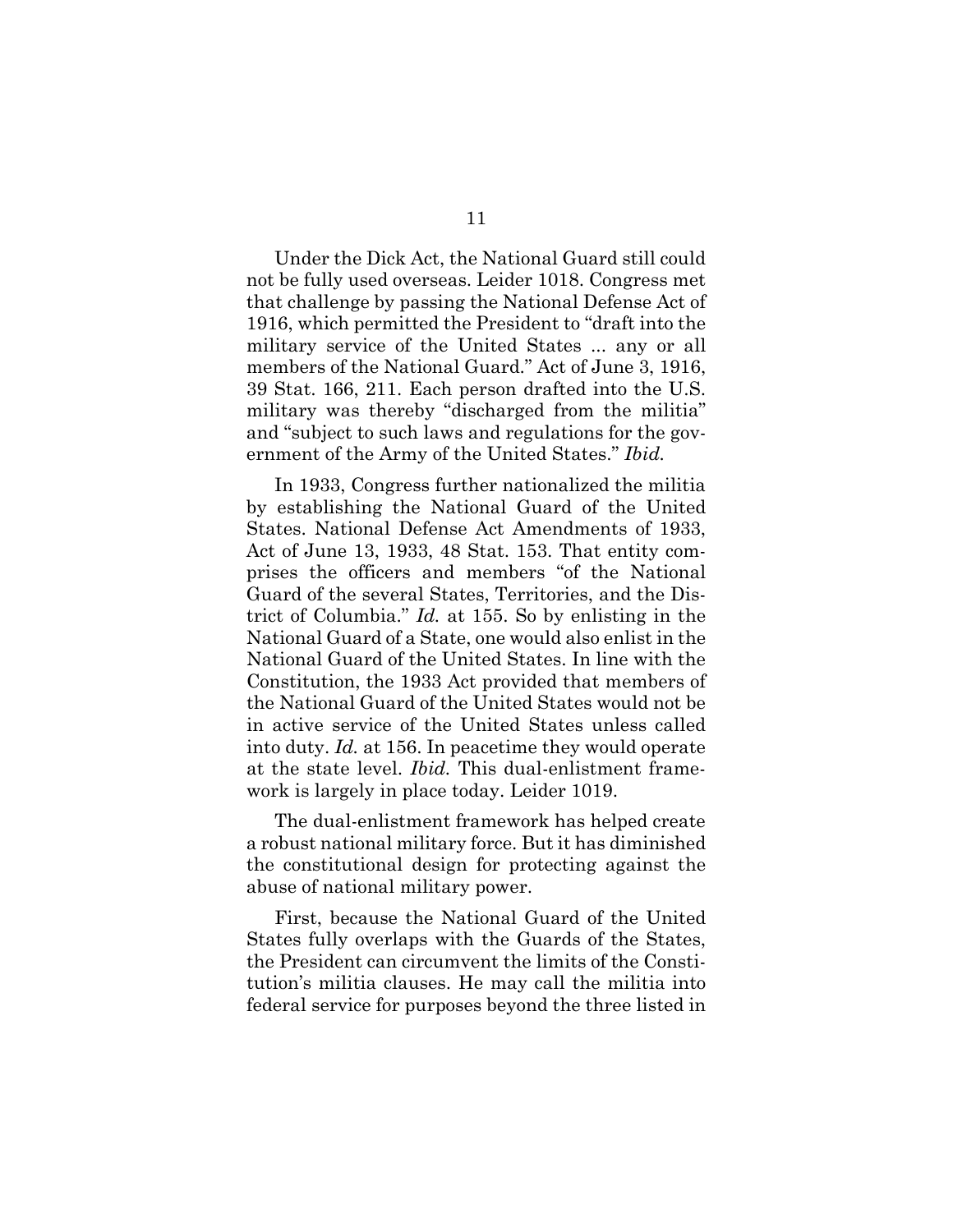Under the Dick Act, the National Guard still could not be fully used overseas. Leider 1018. Congress met that challenge by passing the National Defense Act of 1916, which permitted the President to "draft into the military service of the United States ... any or all members of the National Guard." Act of June 3, 1916, 39 Stat. 166, 211. Each person drafted into the U.S. military was thereby "discharged from the militia" and "subject to such laws and regulations for the government of the Army of the United States." *Ibid.*

In 1933, Congress further nationalized the militia by establishing the National Guard of the United States. National Defense Act Amendments of 1933, Act of June 13, 1933, 48 Stat. 153. That entity comprises the officers and members "of the National Guard of the several States, Territories, and the District of Columbia." *Id.* at 155. So by enlisting in the National Guard of a State, one would also enlist in the National Guard of the United States. In line with the Constitution, the 1933 Act provided that members of the National Guard of the United States would not be in active service of the United States unless called into duty. *Id.* at 156. In peacetime they would operate at the state level. *Ibid.* This dual-enlistment framework is largely in place today. Leider 1019.

The dual-enlistment framework has helped create a robust national military force. But it has diminished the constitutional design for protecting against the abuse of national military power.

First, because the National Guard of the United States fully overlaps with the Guards of the States, the President can circumvent the limits of the Constitution's militia clauses. He may call the militia into federal service for purposes beyond the three listed in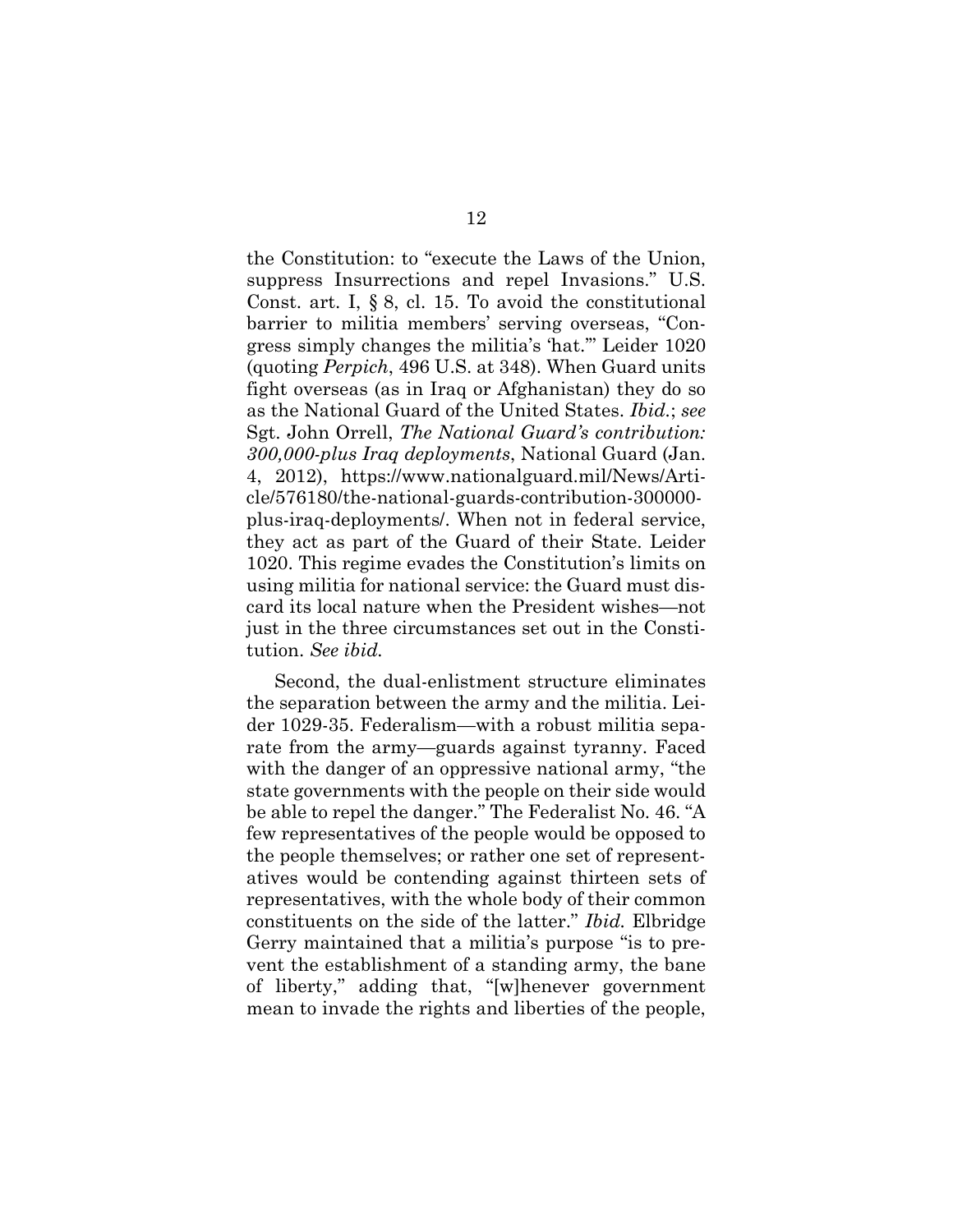the Constitution: to "execute the Laws of the Union, suppress Insurrections and repel Invasions." U.S. Const. art. I, § 8, cl. 15. To avoid the constitutional barrier to militia members' serving overseas, "Congress simply changes the militia's 'hat.'" Leider 1020 (quoting *Perpich*, 496 U.S. at 348). When Guard units fight overseas (as in Iraq or Afghanistan) they do so as the National Guard of the United States. *Ibid.*; *see* Sgt. John Orrell, *The National Guard's contribution: 300,000-plus Iraq deployments*, National Guard (Jan. 4, 2012), https://www.nationalguard.mil/News/Article/576180/the-national-guards-contribution-300000-plus-iraq-deployments/. When not in federal service, they act as part of the Guard of their State. Leider 1020. This regime evades the Constitution's limits on using militia for national service: the Guard must discard its local nature when the President wishes—not just in the three circumstances set out in the Constitution. *See ibid.*

Second, the dual-enlistment structure eliminates the separation between the army and the militia. Leider 1029-35. Federalism—with a robust militia separate from the army—guards against tyranny. Faced with the danger of an oppressive national army, "the state governments with the people on their side would be able to repel the danger." The Federalist No. 46. "A few representatives of the people would be opposed to the people themselves; or rather one set of representatives would be contending against thirteen sets of representatives, with the whole body of their common constituents on the side of the latter." *Ibid.* Elbridge Gerry maintained that a militia's purpose "is to prevent the establishment of a standing army, the bane of liberty," adding that, "[w]henever government mean to invade the rights and liberties of the people,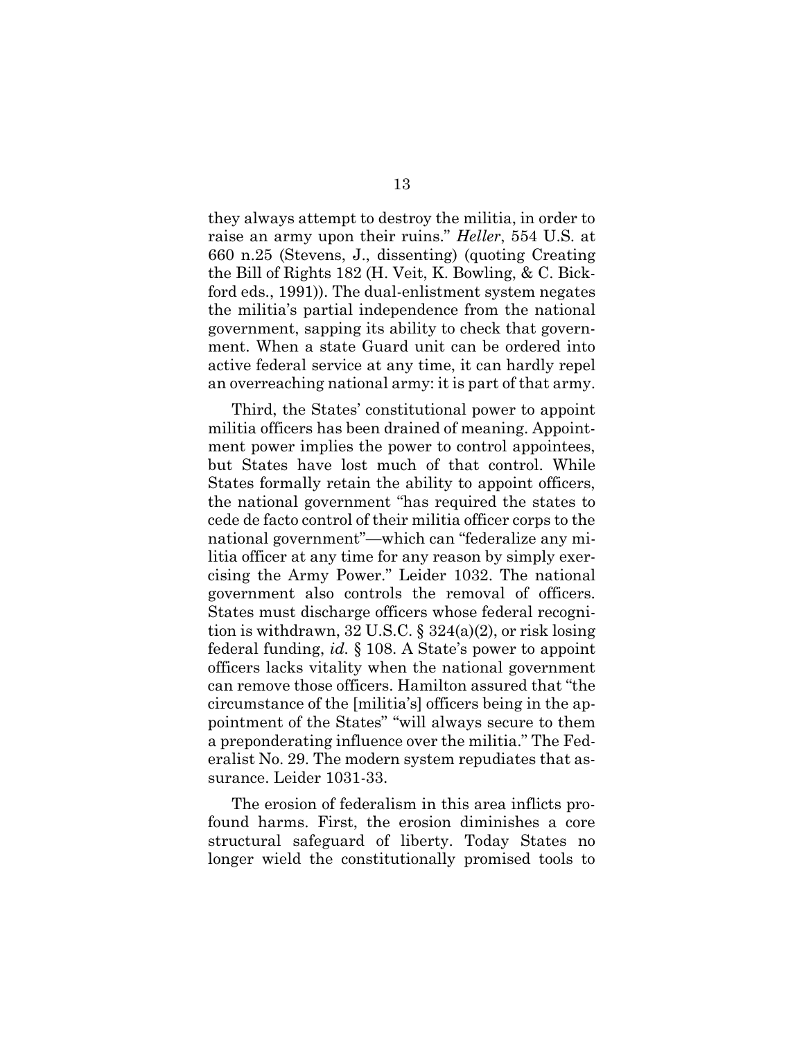they always attempt to destroy the militia, in order to raise an army upon their ruins." *Heller*, 554 U.S. at 660 n.25 (Stevens, J., dissenting) (quoting Creating the Bill of Rights 182 (H. Veit, K. Bowling, & C. Bickford eds., 1991)). The dual-enlistment system negates the militia's partial independence from the national government, sapping its ability to check that government. When a state Guard unit can be ordered into active federal service at any time, it can hardly repel an overreaching national army: it is part of that army.

Third, the States' constitutional power to appoint militia officers has been drained of meaning. Appointment power implies the power to control appointees, but States have lost much of that control. While States formally retain the ability to appoint officers, the national government "has required the states to cede de facto control of their militia officer corps to the national government"—which can "federalize any militia officer at any time for any reason by simply exercising the Army Power." Leider 1032. The national government also controls the removal of officers. States must discharge officers whose federal recognition is withdrawn, 32 U.S.C. § 324(a)(2), or risk losing federal funding, *id.* § 108. A State's power to appoint officers lacks vitality when the national government can remove those officers. Hamilton assured that "the circumstance of the [militia's] officers being in the appointment of the States" "will always secure to them a preponderating influence over the militia." The Federalist No. 29. The modern system repudiates that assurance. Leider 1031-33.

The erosion of federalism in this area inflicts profound harms. First, the erosion diminishes a core structural safeguard of liberty. Today States no longer wield the constitutionally promised tools to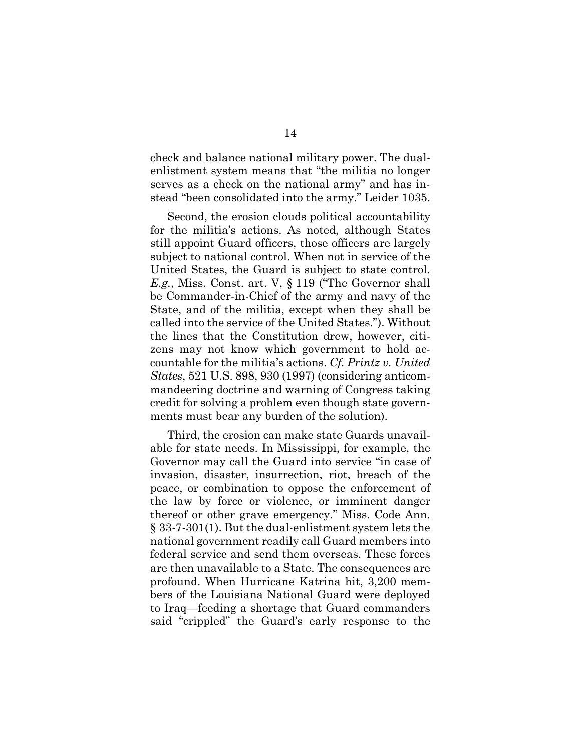check and balance national military power. The dual-enlistment system means that "the militia no longer serves as a check on the national army" and has instead "been consolidated into the army." Leider 1035.

Second, the erosion clouds political accountability for the militia's actions. As noted, although States still appoint Guard officers, those officers are largely subject to national control. When not in service of the United States, the Guard is subject to state control. *E.g.*, Miss. Const. art. V, § 119 ("The Governor shall be Commander-in-Chief of the army and navy of the State, and of the militia, except when they shall be called into the service of the United States."). Without the lines that the Constitution drew, however, citizens may not know which government to hold accountable for the militia's actions. *Cf. Printz v. United States*, 521 U.S. 898, 930 (1997) (considering anticommandeering doctrine and warning of Congress taking credit for solving a problem even though state governments must bear any burden of the solution).

Third, the erosion can make state Guards unavailable for state needs. In Mississippi, for example, the Governor may call the Guard into service "in case of invasion, disaster, insurrection, riot, breach of the peace, or combination to oppose the enforcement of the law by force or violence, or imminent danger thereof or other grave emergency." Miss. Code Ann. § 33-7-301(1). But the dual-enlistment system lets the national government readily call Guard members into federal service and send them overseas. These forces are then unavailable to a State. The consequences are profound. When Hurricane Katrina hit, 3,200 members of the Louisiana National Guard were deployed to Iraq—feeding a shortage that Guard commanders said "crippled" the Guard's early response to the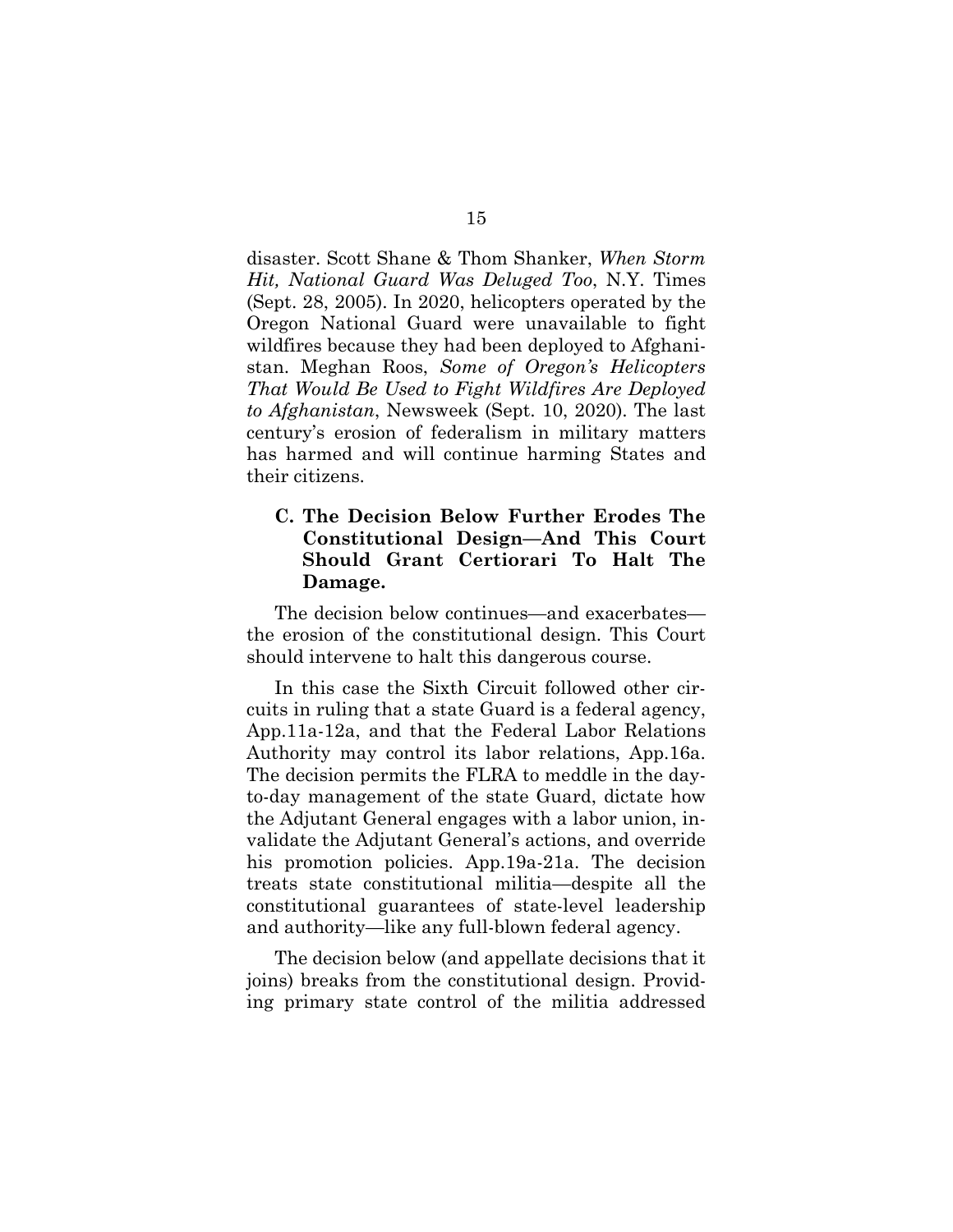disaster. Scott Shane & Thom Shanker, *When Storm Hit, National Guard Was Deluged Too*, N.Y. Times (Sept. 28, 2005). In 2020, helicopters operated by the Oregon National Guard were unavailable to fight wildfires because they had been deployed to Afghanistan. Meghan Roos, *Some of Oregon's Helicopters That Would Be Used to Fight Wildfires Are Deployed to Afghanistan*, Newsweek (Sept. 10, 2020). The last century's erosion of federalism in military matters has harmed and will continue harming States and their citizens.

### C. The Decision Below Further Erodes The Constitutional Design—And This Court Should Grant Certiorari To Halt The Damage.

The decision below continues—and exacerbates—the erosion of the constitutional design. This Court should intervene to halt this dangerous course.

In this case the Sixth Circuit followed other circuits in ruling that a state Guard is a federal agency, App.11a-12a, and that the Federal Labor Relations Authority may control its labor relations, App.16a. The decision permits the FLRA to meddle in the day-to-day management of the state Guard, dictate how the Adjutant General engages with a labor union, invalidate the Adjutant General's actions, and override his promotion policies. App.19a-21a. The decision treats state constitutional militia—despite all the constitutional guarantees of state-level leadership and authority—like any full-blown federal agency.

The decision below (and appellate decisions that it joins) breaks from the constitutional design. Providing primary state control of the militia addressed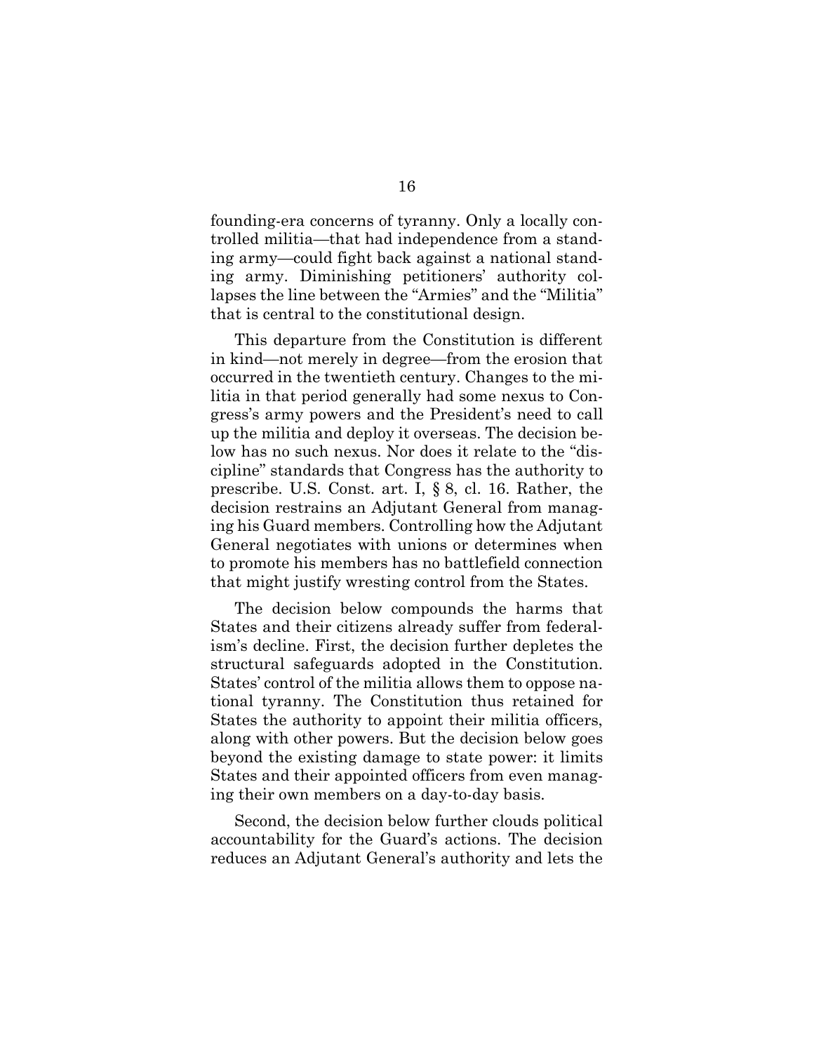founding-era concerns of tyranny. Only a locally controlled militia—that had independence from a standing army—could fight back against a national standing army. Diminishing petitioners' authority collapses the line between the "Armies" and the "Militia" that is central to the constitutional design.

This departure from the Constitution is different in kind—not merely in degree—from the erosion that occurred in the twentieth century. Changes to the militia in that period generally had some nexus to Congress's army powers and the President's need to call up the militia and deploy it overseas. The decision below has no such nexus. Nor does it relate to the "discipline" standards that Congress has the authority to prescribe. U.S. Const. art. I, § 8, cl. 16. Rather, the decision restrains an Adjutant General from managing his Guard members. Controlling how the Adjutant General negotiates with unions or determines when to promote his members has no battlefield connection that might justify wresting control from the States.

The decision below compounds the harms that States and their citizens already suffer from federalism's decline. First, the decision further depletes the structural safeguards adopted in the Constitution. States' control of the militia allows them to oppose national tyranny. The Constitution thus retained for States the authority to appoint their militia officers, along with other powers. But the decision below goes beyond the existing damage to state power: it limits States and their appointed officers from even managing their own members on a day-to-day basis.

Second, the decision below further clouds political accountability for the Guard's actions. The decision reduces an Adjutant General's authority and lets the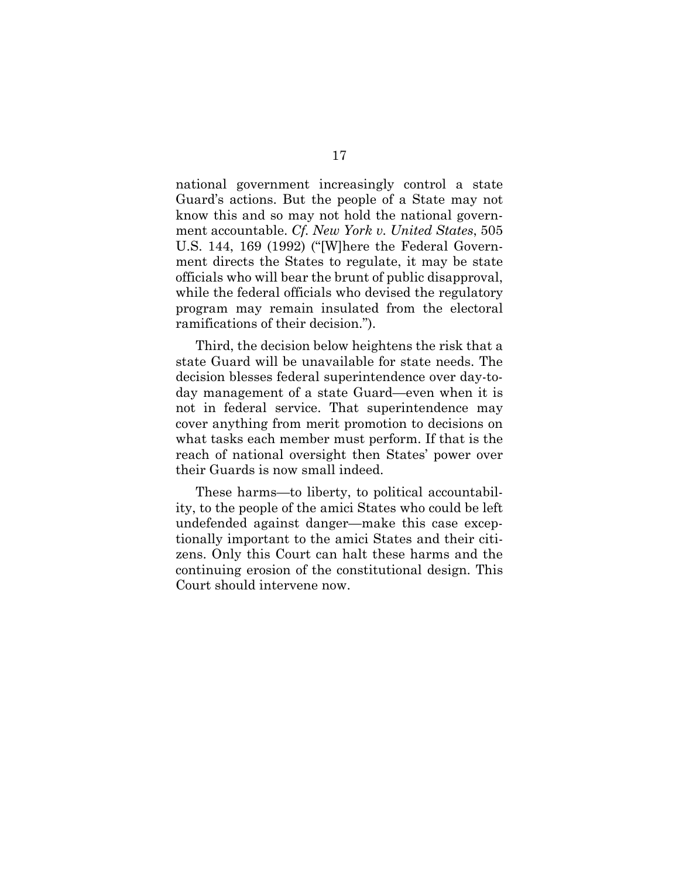national government increasingly control a state Guard's actions. But the people of a State may not know this and so may not hold the national government accountable. *Cf. New York v. United States*, 505 U.S. 144, 169 (1992) ("[W]here the Federal Government directs the States to regulate, it may be state officials who will bear the brunt of public disapproval, while the federal officials who devised the regulatory program may remain insulated from the electoral ramifications of their decision.").

Third, the decision below heightens the risk that a state Guard will be unavailable for state needs. The decision blesses federal superintendence over day-to-day management of a state Guard—even when it is not in federal service. That superintendence may cover anything from merit promotion to decisions on what tasks each member must perform. If that is the reach of national oversight then States' power over their Guards is now small indeed.

These harms—to liberty, to political accountability, to the people of the amici States who could be left undefended against danger—make this case exceptionally important to the amici States and their citizens. Only this Court can halt these harms and the continuing erosion of the constitutional design. This Court should intervene now.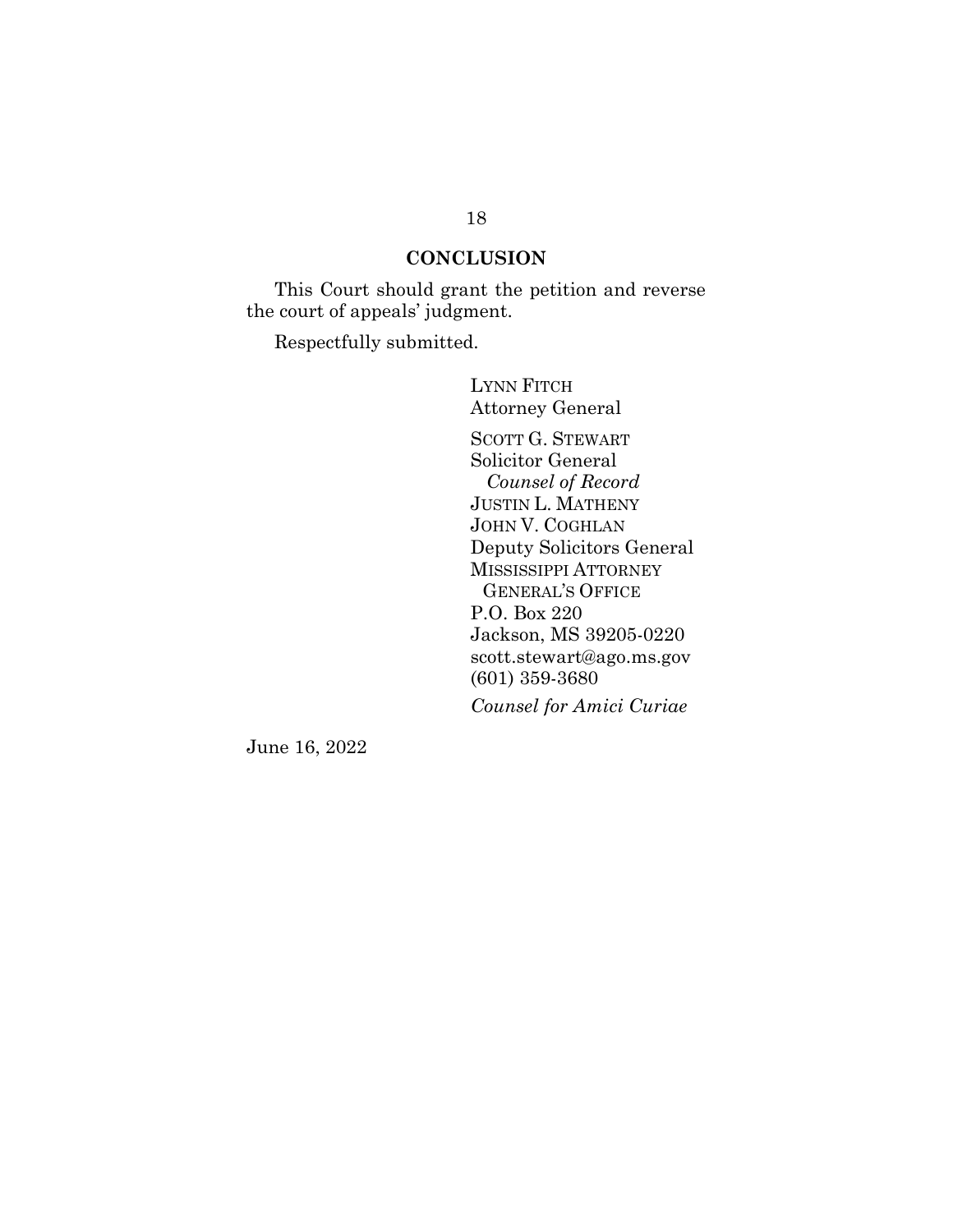## CONCLUSION

This Court should grant the petition and reverse the court of appeals' judgment.

Respectfully submitted.

LYNN FITCH
Attorney General

SCOTT G. STEWART
Solicitor General
*Counsel of Record*
JUSTIN L. MATHENY
JOHN V. COGHLAN
Deputy Solicitors General
MISSISSIPPI ATTORNEY
GENERAL'S OFFICE
P.O. Box 220
Jackson, MS 39205-0220
scott.stewart@ago.ms.gov
(601) 359-3680

*Counsel for Amici Curiae*

June 16, 2022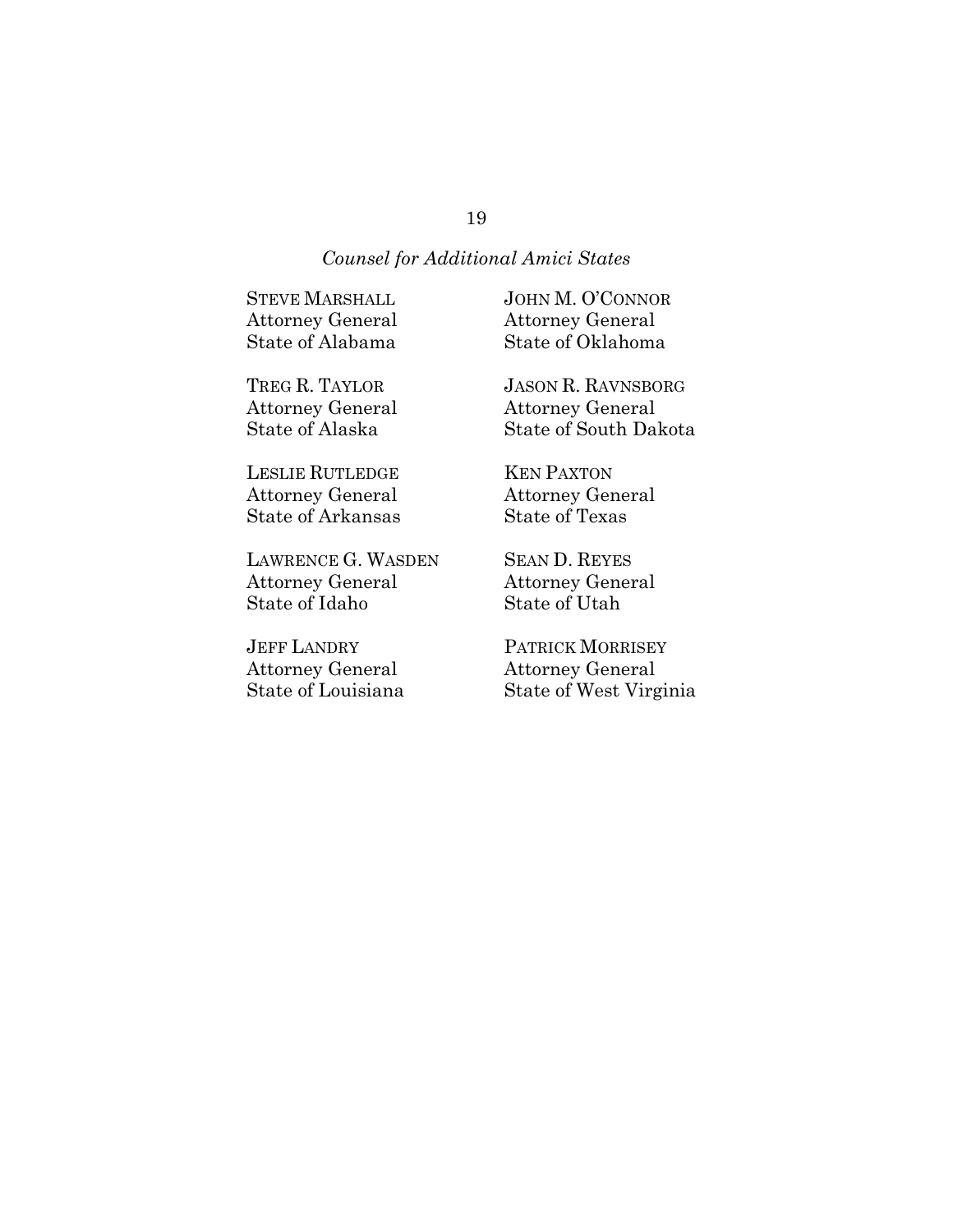*Counsel for Additional Amici States*

STEVE MARSHALL
Attorney General
State of Alabama

TREG R. TAYLOR
Attorney General
State of Alaska

LESLIE RUTLEDGE
Attorney General
State of Arkansas

LAWRENCE G. WASDEN
Attorney General
State of Idaho

JEFF LANDRY
Attorney General
State of Louisiana

JOHN M. O'CONNOR
Attorney General
State of Oklahoma

JASON R. RAVNSBORG
Attorney General
State of South Dakota

KEN PAXTON
Attorney General
State of Texas

SEAN D. REYES
Attorney General
State of Utah

PATRICK MORRISEY
Attorney General
State of West Virginia